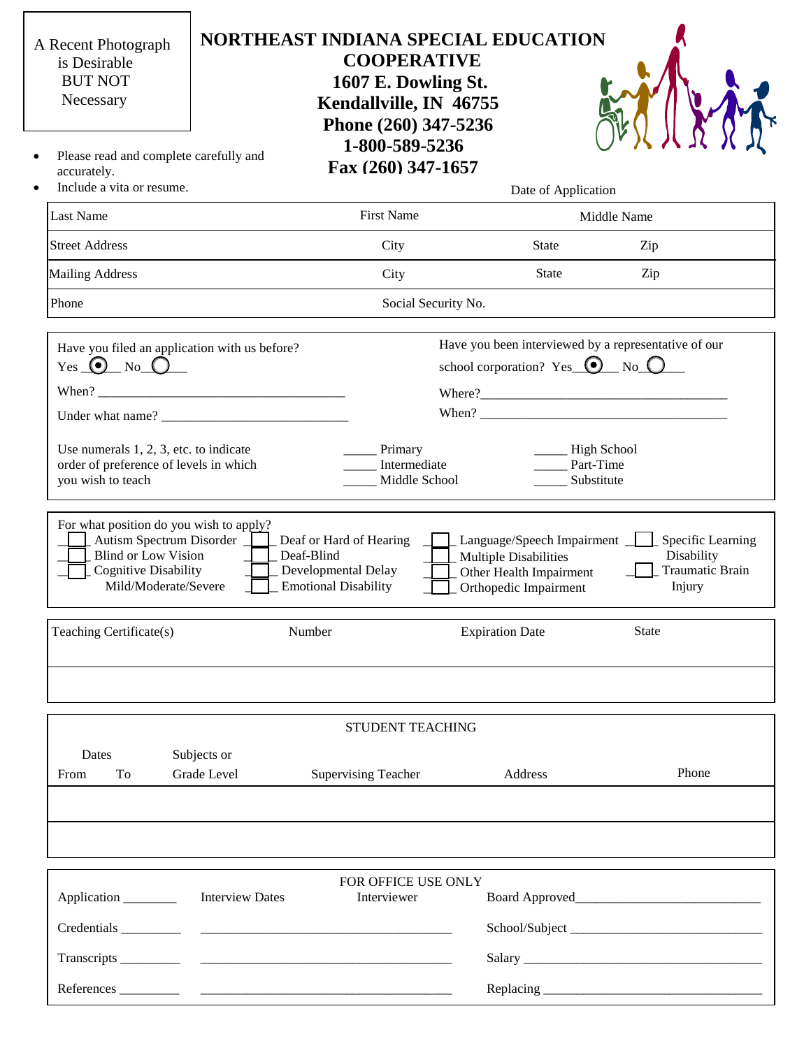A Recent Photograph is Desirable BUT NOT Necessary

# NORTHEAST INDIANA SPECIAL EDUCATION COOPERATIVE

**1607 E. Dowling St.**
**Kendallville, IN 46755**
**Phone (260) 347-5236**
**1-800-589-5236**
**Fax (260) 347-1657**

- Please read and complete carefully and accurately.
- Include a vita or resume.

Date of Application

| Last Name | First Name | Middle Name | |
|---|---|---|---|
| Street Address | City | State | Zip |
| Mailing Address | City | State | Zip |
| Phone | Social Security No. | | |

Have you filed an application with us before? Yes ____ No ____

When? ________________________________

Under what name? ________________________

Have you been interviewed by a representative of our school corporation? Yes ____ No ____

Where? ________________________________

When? ________________________________

Use numerals 1, 2, 3, etc. to indicate order of preference of levels in which you wish to teach

_____ Primary
_____ Intermediate
_____ Middle School
_____ High School
_____ Part-Time
_____ Substitute

For what position do you wish to apply?

- ☐ Autism Spectrum Disorder
- ☐ Blind or Low Vision
- ☐ Cognitive Disability Mild/Moderate/Severe
- ☐ Deaf or Hard of Hearing
- ☐ Deaf-Blind
- ☐ Developmental Delay
- ☐ Emotional Disability
- ☐ Language/Speech Impairment
- ☐ Multiple Disabilities
- ☐ Other Health Impairment
- ☐ Orthopedic Impairment
- ☐ Specific Learning Disability
- ☐ Traumatic Brain Injury

| Teaching Certificate(s) | Number | Expiration Date | State |
|---|---|---|---|
| | | | |

STUDENT TEACHING

| Dates From | Dates To | Subjects or Grade Level | Supervising Teacher | Address | Phone |
|---|---|---|---|---|---|
| | | | | | |
| | | | | | |

FOR OFFICE USE ONLY

Application ________ Interview Dates Interviewer Board Approved ________________________

Credentials ________ ________________________________ School/Subject ________________________

Transcripts ________ ________________________________ Salary ________________________

References ________ ________________________________ Replacing ________________________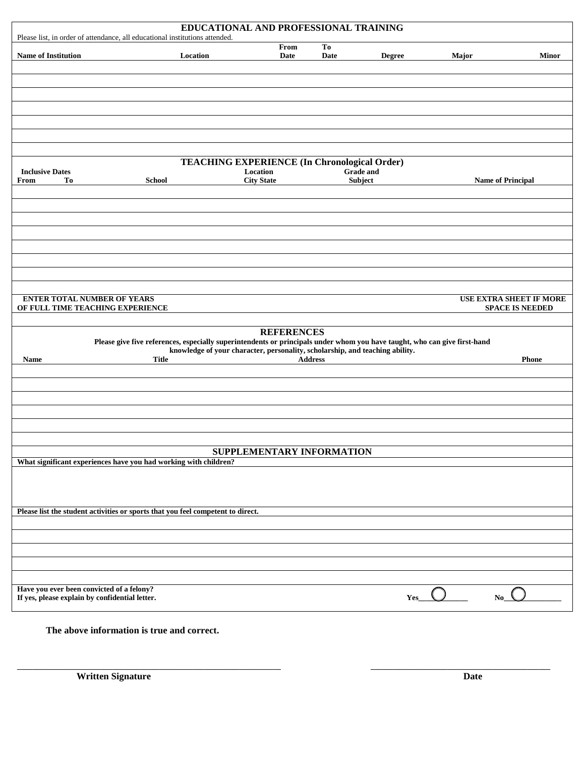## EDUCATIONAL AND PROFESSIONAL TRAINING

Please list, in order of attendance, all educational institutions attended.

| Name of Institution | Location | From Date | To Date | Degree | Major | Minor |
|---|---|---|---|---|---|---|
| | | | | | | |
| | | | | | | |
| | | | | | | |
| | | | | | | |
| | | | | | | |
| | | | | | | |
| | | | | | | |

## TEACHING EXPERIENCE (In Chronological Order)

| Inclusive Dates From | To | School | Location City State | Grade and Subject | Name of Principal |
|---|---|---|---|---|---|
| | | | | | |
| | | | | | |
| | | | | | |
| | | | | | |
| | | | | | |
| | | | | | |
| | | | | | |
| | | | | | |

**ENTER TOTAL NUMBER OF YEARS OF FULL TIME TEACHING EXPERIENCE**

**USE EXTRA SHEET IF MORE SPACE IS NEEDED**

## REFERENCES

**Please give five references, especially superintendents or principals under whom you have taught, who can give first-hand knowledge of your character, personality, scholarship, and teaching ability.**

| Name | Title | Address | Phone |
|---|---|---|---|
| | | | |
| | | | |
| | | | |
| | | | |
| | | | |
| | | | |

## SUPPLEMENTARY INFORMATION

**What significant experiences have you had working with children?**

**Please list the student activities or sports that you feel competent to direct.**

**Have you ever been convicted of a felony?**
**If yes, please explain by confidential letter.**

**Yes** ◯ **No** ◯

**The above information is true and correct.**

\_\_\_\_\_\_\_\_\_\_\_\_\_\_\_\_\_\_\_\_\_\_\_\_\_\_\_\_\_\_\_\_\_\_\_\_\_\_\_\_ \_\_\_\_\_\_\_\_\_\_\_\_\_\_\_\_\_\_\_\_\_\_\_\_\_\_\_\_

**Written Signature** **Date**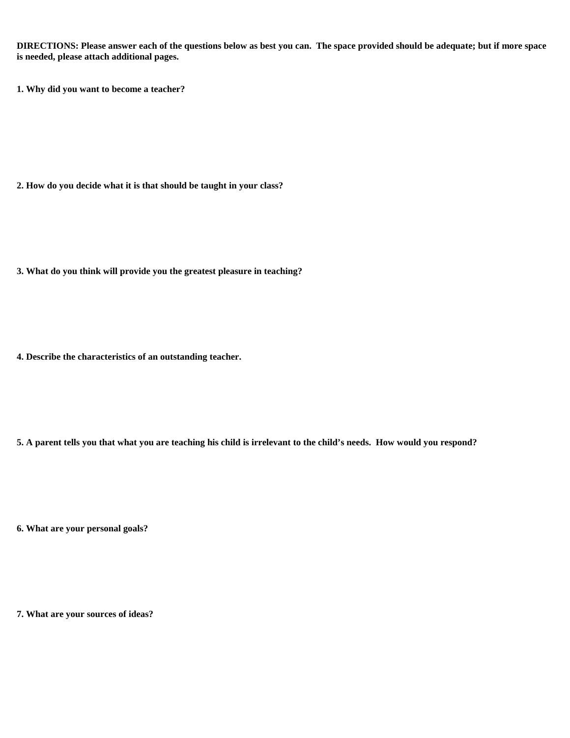**DIRECTIONS: Please answer each of the questions below as best you can. The space provided should be adequate; but if more space is needed, please attach additional pages.**

**1. Why did you want to become a teacher?**

**2. How do you decide what it is that should be taught in your class?**

**3. What do you think will provide you the greatest pleasure in teaching?**

**4. Describe the characteristics of an outstanding teacher.**

**5. A parent tells you that what you are teaching his child is irrelevant to the child's needs. How would you respond?**

**6. What are your personal goals?**

**7. What are your sources of ideas?**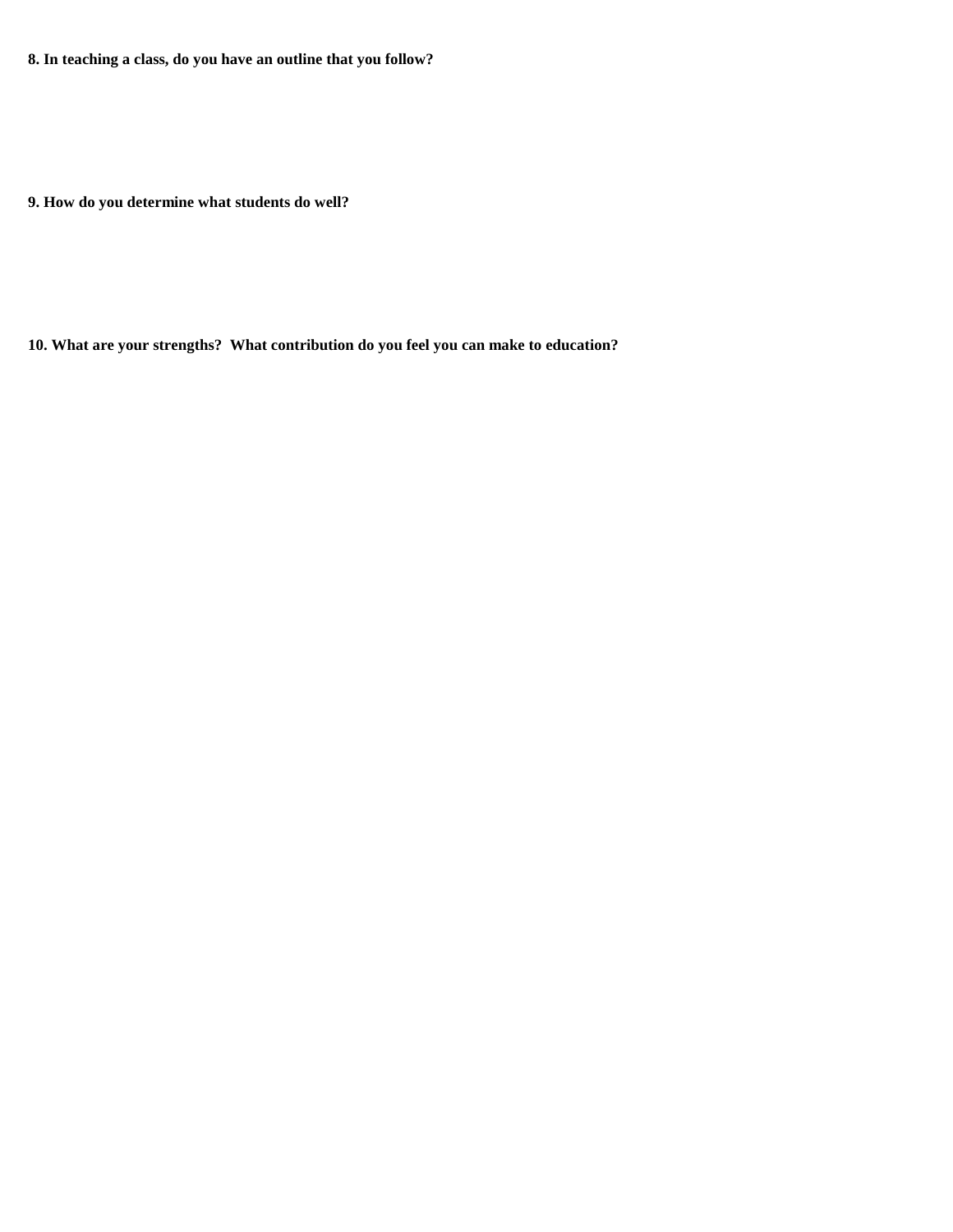**8. In teaching a class, do you have an outline that you follow?**

**9. How do you determine what students do well?**

**10. What are your strengths?  What contribution do you feel you can make to education?**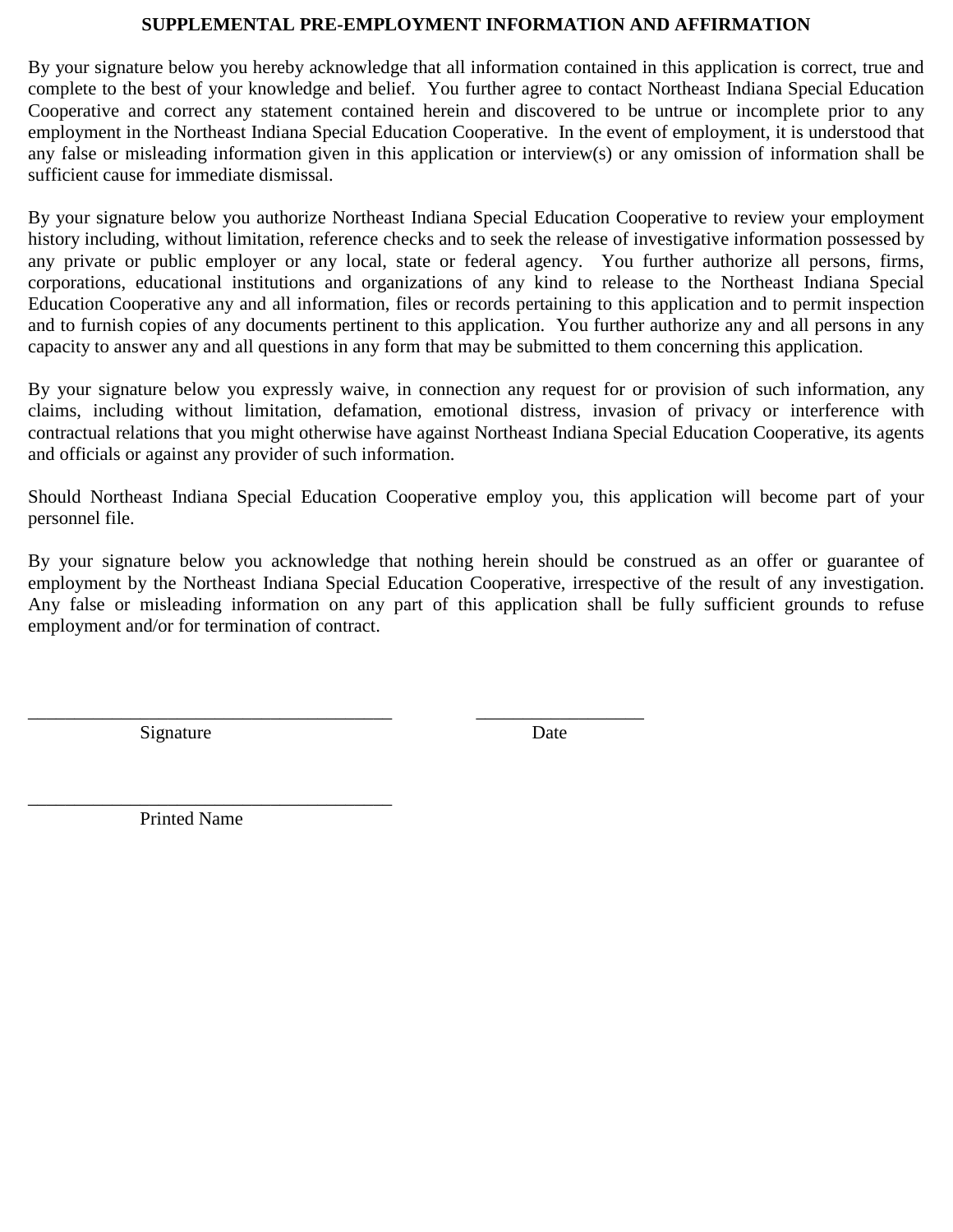# SUPPLEMENTAL PRE-EMPLOYMENT INFORMATION AND AFFIRMATION

By your signature below you hereby acknowledge that all information contained in this application is correct, true and complete to the best of your knowledge and belief. You further agree to contact Northeast Indiana Special Education Cooperative and correct any statement contained herein and discovered to be untrue or incomplete prior to any employment in the Northeast Indiana Special Education Cooperative. In the event of employment, it is understood that any false or misleading information given in this application or interview(s) or any omission of information shall be sufficient cause for immediate dismissal.

By your signature below you authorize Northeast Indiana Special Education Cooperative to review your employment history including, without limitation, reference checks and to seek the release of investigative information possessed by any private or public employer or any local, state or federal agency. You further authorize all persons, firms, corporations, educational institutions and organizations of any kind to release to the Northeast Indiana Special Education Cooperative any and all information, files or records pertaining to this application and to permit inspection and to furnish copies of any documents pertinent to this application. You further authorize any and all persons in any capacity to answer any and all questions in any form that may be submitted to them concerning this application.

By your signature below you expressly waive, in connection any request for or provision of such information, any claims, including without limitation, defamation, emotional distress, invasion of privacy or interference with contractual relations that you might otherwise have against Northeast Indiana Special Education Cooperative, its agents and officials or against any provider of such information.

Should Northeast Indiana Special Education Cooperative employ you, this application will become part of your personnel file.

By your signature below you acknowledge that nothing herein should be construed as an offer or guarantee of employment by the Northeast Indiana Special Education Cooperative, irrespective of the result of any investigation. Any false or misleading information on any part of this application shall be fully sufficient grounds to refuse employment and/or for termination of contract.

_______________________________________ __________________

Signature Date

_______________________________________

Printed Name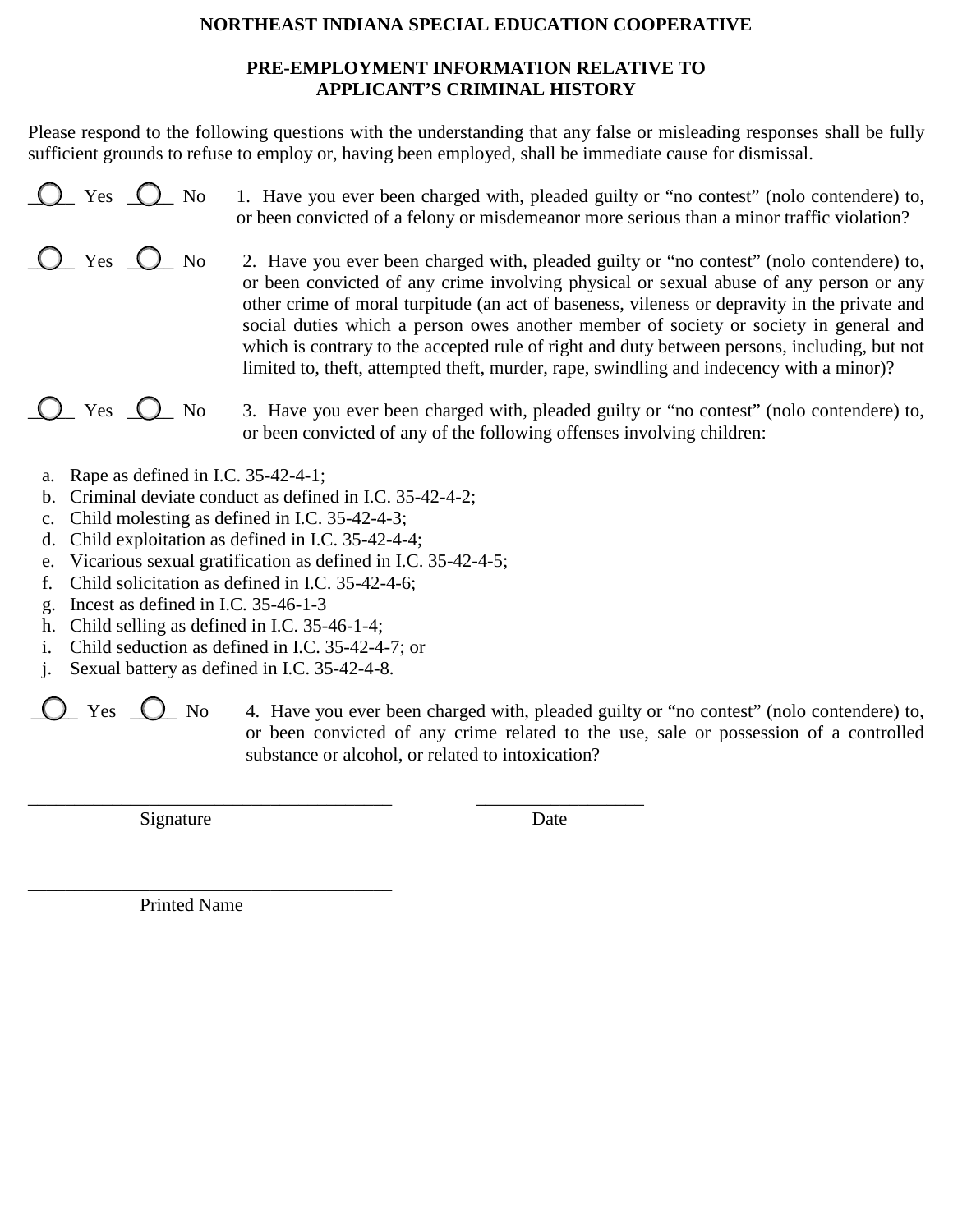# NORTHEAST INDIANA SPECIAL EDUCATION COOPERATIVE

## PRE-EMPLOYMENT INFORMATION RELATIVE TO APPLICANT'S CRIMINAL HISTORY

Please respond to the following questions with the understanding that any false or misleading responses shall be fully sufficient grounds to refuse to employ or, having been employed, shall be immediate cause for dismissal.

○ Yes ○ No 1. Have you ever been charged with, pleaded guilty or "no contest" (nolo contendere) to, or been convicted of a felony or misdemeanor more serious than a minor traffic violation?

○ Yes ○ No 2. Have you ever been charged with, pleaded guilty or "no contest" (nolo contendere) to, or been convicted of any crime involving physical or sexual abuse of any person or any other crime of moral turpitude (an act of baseness, vileness or depravity in the private and social duties which a person owes another member of society or society in general and which is contrary to the accepted rule of right and duty between persons, including, but not limited to, theft, attempted theft, murder, rape, swindling and indecency with a minor)?

○ Yes ○ No 3. Have you ever been charged with, pleaded guilty or "no contest" (nolo contendere) to, or been convicted of any of the following offenses involving children:

a. Rape as defined in I.C. 35-42-4-1;
b. Criminal deviate conduct as defined in I.C. 35-42-4-2;
c. Child molesting as defined in I.C. 35-42-4-3;
d. Child exploitation as defined in I.C. 35-42-4-4;
e. Vicarious sexual gratification as defined in I.C. 35-42-4-5;
f. Child solicitation as defined in I.C. 35-42-4-6;
g. Incest as defined in I.C. 35-46-1-3
h. Child selling as defined in I.C. 35-46-1-4;
i. Child seduction as defined in I.C. 35-42-4-7; or
j. Sexual battery as defined in I.C. 35-42-4-8.

○ Yes ○ No 4. Have you ever been charged with, pleaded guilty or "no contest" (nolo contendere) to, or been convicted of any crime related to the use, sale or possession of a controlled substance or alcohol, or related to intoxication?

_______________________________________ __________________

Signature Date

_______________________________________

Printed Name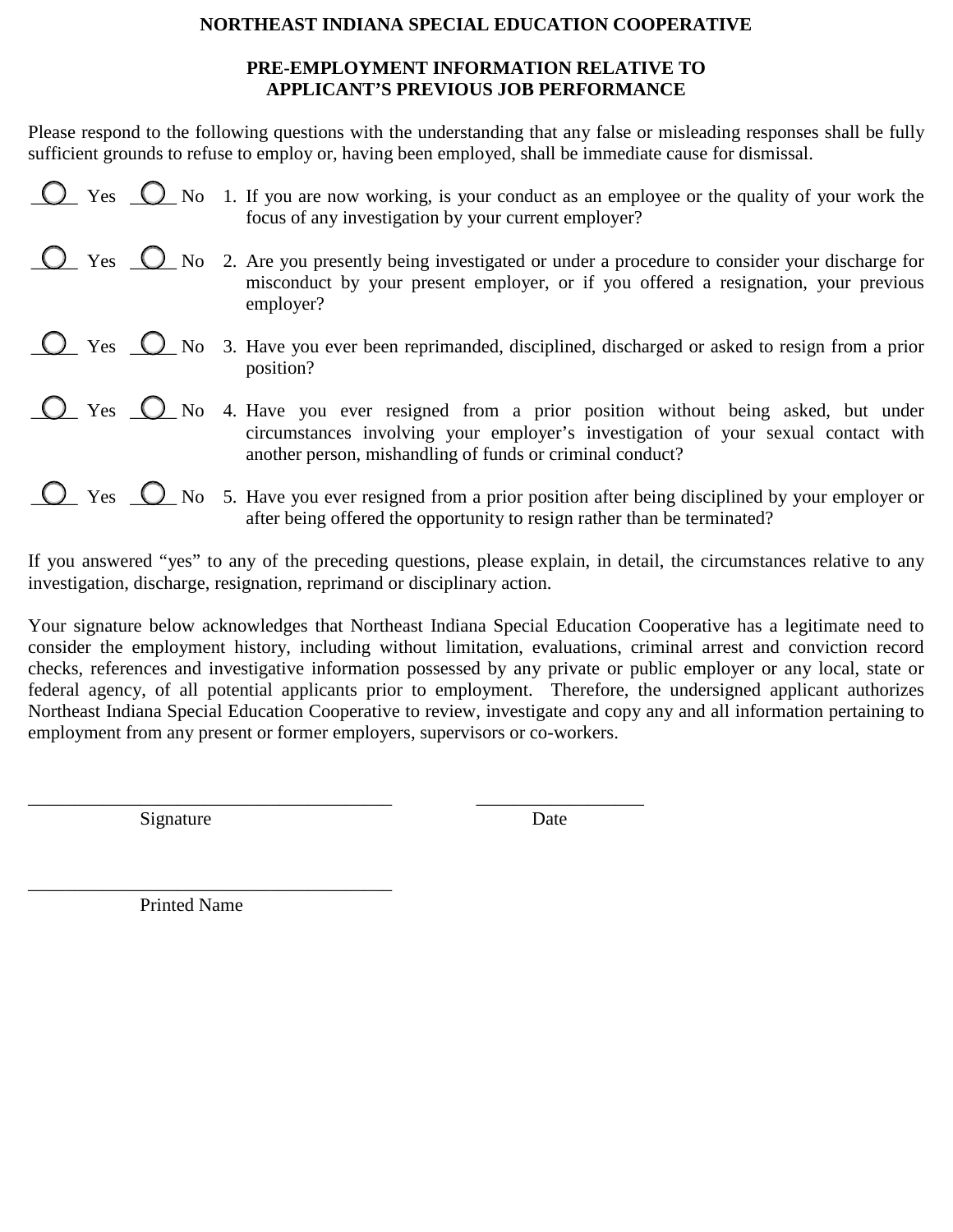**NORTHEAST INDIANA SPECIAL EDUCATION COOPERATIVE**

**PRE-EMPLOYMENT INFORMATION RELATIVE TO APPLICANT'S PREVIOUS JOB PERFORMANCE**

Please respond to the following questions with the understanding that any false or misleading responses shall be fully sufficient grounds to refuse to employ or, having been employed, shall be immediate cause for dismissal.

○ Yes ○ No 1. If you are now working, is your conduct as an employee or the quality of your work the focus of any investigation by your current employer?

○ Yes ○ No 2. Are you presently being investigated or under a procedure to consider your discharge for misconduct by your present employer, or if you offered a resignation, your previous employer?

○ Yes ○ No 3. Have you ever been reprimanded, disciplined, discharged or asked to resign from a prior position?

○ Yes ○ No 4. Have you ever resigned from a prior position without being asked, but under circumstances involving your employer's investigation of your sexual contact with another person, mishandling of funds or criminal conduct?

○ Yes ○ No 5. Have you ever resigned from a prior position after being disciplined by your employer or after being offered the opportunity to resign rather than be terminated?

If you answered "yes" to any of the preceding questions, please explain, in detail, the circumstances relative to any investigation, discharge, resignation, reprimand or disciplinary action.

Your signature below acknowledges that Northeast Indiana Special Education Cooperative has a legitimate need to consider the employment history, including without limitation, evaluations, criminal arrest and conviction record checks, references and investigative information possessed by any private or public employer or any local, state or federal agency, of all potential applicants prior to employment. Therefore, the undersigned applicant authorizes Northeast Indiana Special Education Cooperative to review, investigate and copy any and all information pertaining to employment from any present or former employers, supervisors or co-workers.

\_\_\_\_\_\_\_\_\_\_\_\_\_\_\_\_\_\_\_\_\_\_\_\_\_\_\_\_\_\_\_\_\_\_\_\_ \_\_\_\_\_\_\_\_\_\_\_\_\_\_\_\_\_\_

Signature Date

\_\_\_\_\_\_\_\_\_\_\_\_\_\_\_\_\_\_\_\_\_\_\_\_\_\_\_\_\_\_\_\_\_\_\_\_

Printed Name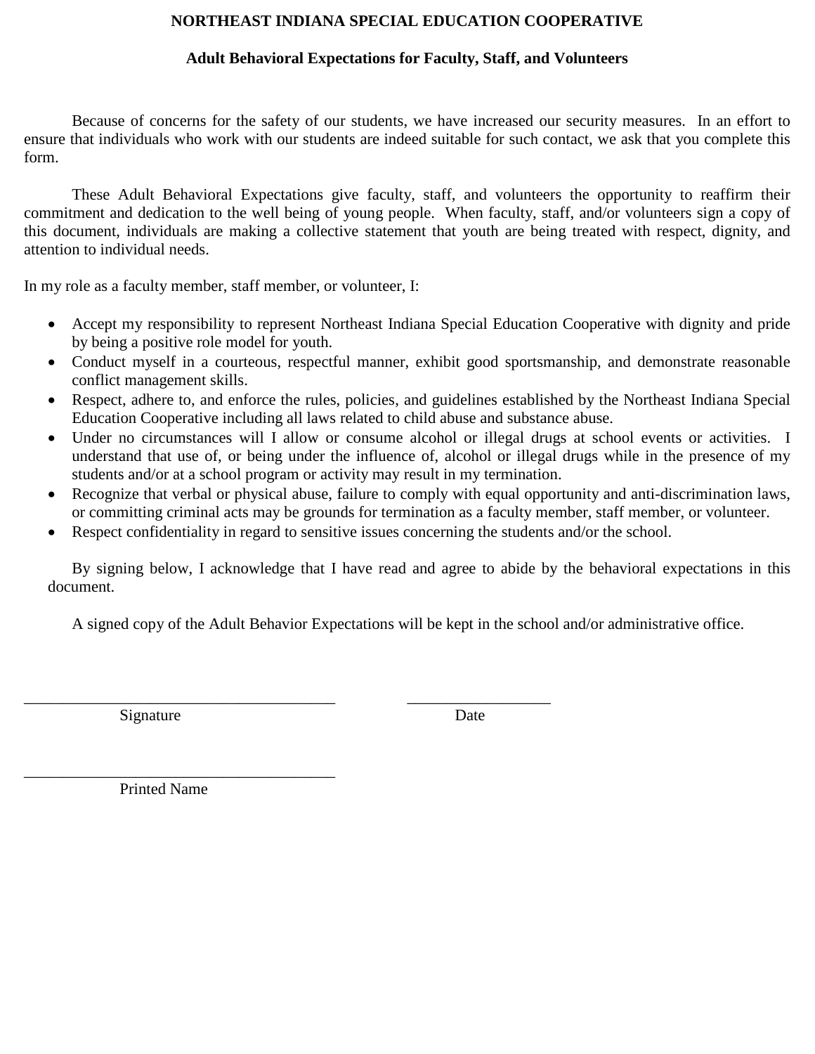**NORTHEAST INDIANA SPECIAL EDUCATION COOPERATIVE**

**Adult Behavioral Expectations for Faculty, Staff, and Volunteers**

Because of concerns for the safety of our students, we have increased our security measures. In an effort to ensure that individuals who work with our students are indeed suitable for such contact, we ask that you complete this form.

These Adult Behavioral Expectations give faculty, staff, and volunteers the opportunity to reaffirm their commitment and dedication to the well being of young people. When faculty, staff, and/or volunteers sign a copy of this document, individuals are making a collective statement that youth are being treated with respect, dignity, and attention to individual needs.

In my role as a faculty member, staff member, or volunteer, I:

- Accept my responsibility to represent Northeast Indiana Special Education Cooperative with dignity and pride by being a positive role model for youth.
- Conduct myself in a courteous, respectful manner, exhibit good sportsmanship, and demonstrate reasonable conflict management skills.
- Respect, adhere to, and enforce the rules, policies, and guidelines established by the Northeast Indiana Special Education Cooperative including all laws related to child abuse and substance abuse.
- Under no circumstances will I allow or consume alcohol or illegal drugs at school events or activities. I understand that use of, or being under the influence of, alcohol or illegal drugs while in the presence of my students and/or at a school program or activity may result in my termination.
- Recognize that verbal or physical abuse, failure to comply with equal opportunity and anti-discrimination laws, or committing criminal acts may be grounds for termination as a faculty member, staff member, or volunteer.
- Respect confidentiality in regard to sensitive issues concerning the students and/or the school.

By signing below, I acknowledge that I have read and agree to abide by the behavioral expectations in this document.

A signed copy of the Adult Behavior Expectations will be kept in the school and/or administrative office.

________________________________________ __________________

Signature Date

________________________________________

Printed Name